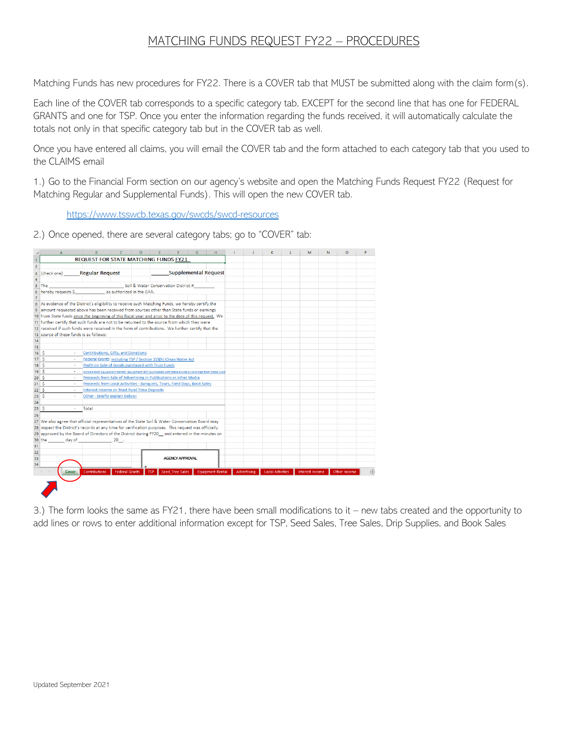# MATCHING FUNDS REQUEST FY22 – PROCEDURES

Matching Funds has new procedures for FY22. There is a COVER tab that MUST be submitted along with the claim form(s).

Each line of the COVER tab corresponds to a specific category tab, EXCEPT for the second line that has one for FEDERAL GRANTS and one for TSP. Once you enter the information regarding the funds received, it will automatically calculate the totals not only in that specific category tab but in the COVER tab as well.

Once you have entered all claims, you will email the COVER tab and the form attached to each category tab that you used to the CLAIMS email

1.) Go to the Financial Form section on our agency's website and open the Matching Funds Request FY22 (Request for Matching Regular and Supplemental Funds). This will open the new COVER tab.

https://www.tsswcb.texas.gov/swcds/swcd-resources

2.) Once opened, there are several category tabs; go to "COVER" tab:

REQUEST FOR STATE MATCHING FUNDS FY21

(check one) _____ Regular Request _____ Supplemental Request

The ______________________ Soil & Water Conservation District #________
hereby requests $____________ as authorized in the GAA.

As evidence of the District's eligibility to receive such Matching Funds, we hereby certify the amount requested above has been received from sources other than State funds or earnings from State funds since the beginning of this fiscal year and prior to the date of this request. We further certify that such funds are not to be returned to the source from which they were received if such funds were received in the form of contributions. We further certify that the source of these funds is as follows:

| | |
|---|---|
| $ - | Contributions, Gifts, and Donations |
| $ - | Federal Grants including TSP / Section 319(h) Clean Water Act |
| $ - | Profit on Sale of Goods purchased with Trust Funds |
| $ - | Income from Equipment Rental - Equipment NOT purchased with State Funds or Earnings from State Fund |
| $ - | Proceeds from Sale of Advertising in Publications or other Media |
| $ - | Proceeds from Local Activities - Banquets, Tours, Field Days, Book Sales |
| $ - | Interest Income on Trust Fund Time Deposits |
| $ - | Other - briefly explain below: |
| $ - | Total |

We also agree that official representatives of the State Soil & Water Conservation Board may inspect the District's records at any time for verification purposes. This request was officially approved by the Board of Directors of the District during FY20__ and entered in the minutes on the ______ day of ______________, 20__.

AGENCY APPROVAL

Cover | Contributions | Federal Grants | TSP | Seed_Tree Sales | Equipment Rental | Advertising | Local Activities | Interest Income | Other Income

3.) The form looks the same as FY21, there have been small modifications to it – new tabs created and the opportunity to add lines or rows to enter additional information except for TSP, Seed Sales, Tree Sales, Drip Supplies, and Book Sales

Updated September 2021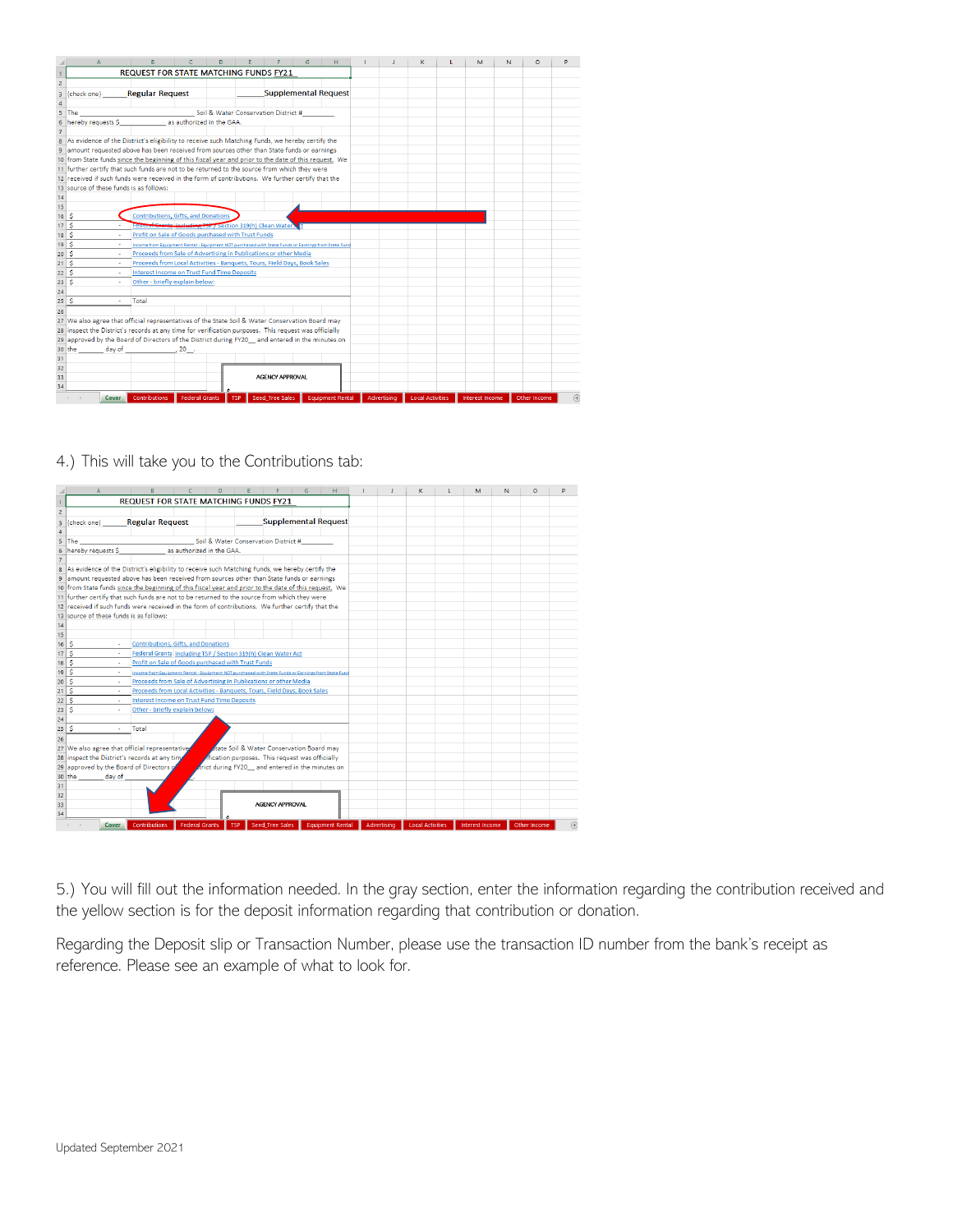4.) This will take you to the Contributions tab:

5.) You will fill out the information needed. In the gray section, enter the information regarding the contribution received and the yellow section is for the deposit information regarding that contribution or donation.

Regarding the Deposit slip or Transaction Number, please use the transaction ID number from the bank's receipt as reference. Please see an example of what to look for.

Updated September 2021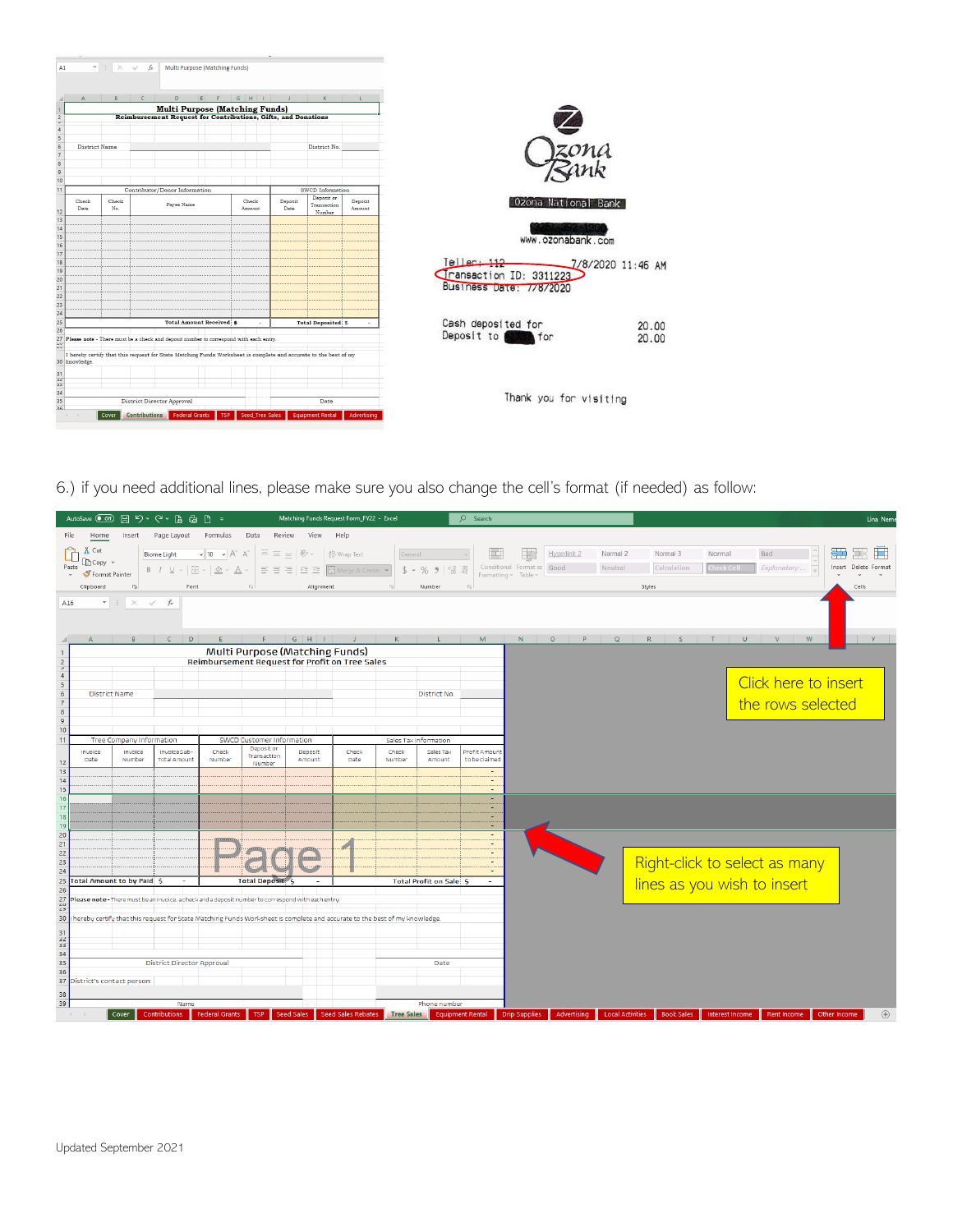6.) if you need additional lines, please make sure you also change the cell's format (if needed) as follow:

Click here to insert the rows selected

Right-click to select as many lines as you wish to insert

Updated September 2021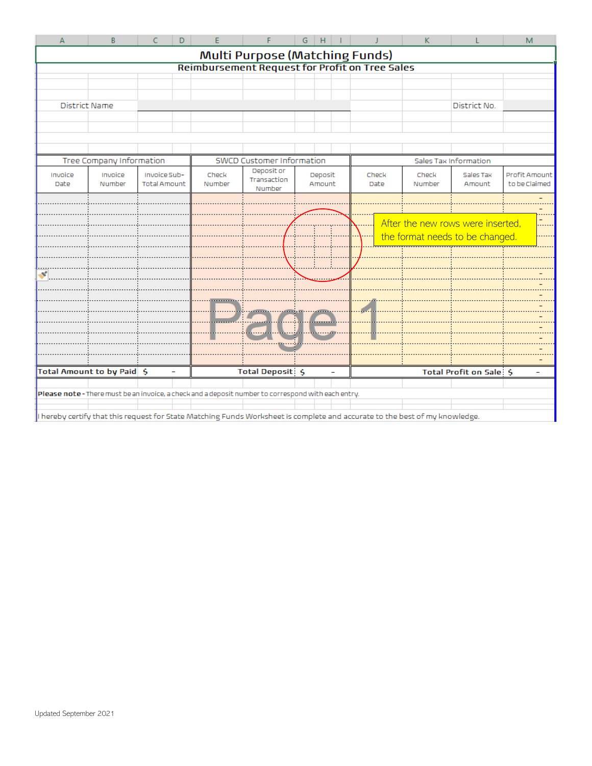# Multi Purpose (Matching Funds)

## Reimbursement Request for Profit on Tree Sales

District Name | District No.

| Tree Company Information | | | SWCD Customer Information | | | Sales Tax Information | | | |
|---|---|---|---|---|---|---|---|---|---|
| Invoice Date | Invoice Number | Invoice Sub-Total Amount | Check Number | Deposit or Transaction Number | Deposit Amount | Check Date | Check Number | Sales Tax Amount | Profit Amount to be Claimed |
| | | | | | | | | | - |
| | | | | | | | | | - |
| | | | | | | | | | - |
| | | | | | | | | | - |
| | | | | | | | | | - |
| | | | | | | | | | - |
| | | | | | | | | | - |
| | | | | | | | | | - |
| | | | | | | | | | - |
| | | | | | | | | | - |
| | | | | | | | | | - |
| | | | | | | | | | - |
| | | | | | | | | | - |
| | | | | | | | | | - |
| | | | | | | | | | - |
| | | | | | | | | | - |
| **Total Amount to by Paid** | | $ - | | **Total Deposit** | $ - | | | **Total Profit on Sale** | $ - |

After the new rows were inserted, the format needs to be changed.

Page 1

**Please note** - There must be an invoice, a check and a deposit number to correspond with each entry.

I hereby certify that this request for State Matching Funds Worksheet is complete and accurate to the best of my knowledge.

Updated September 2021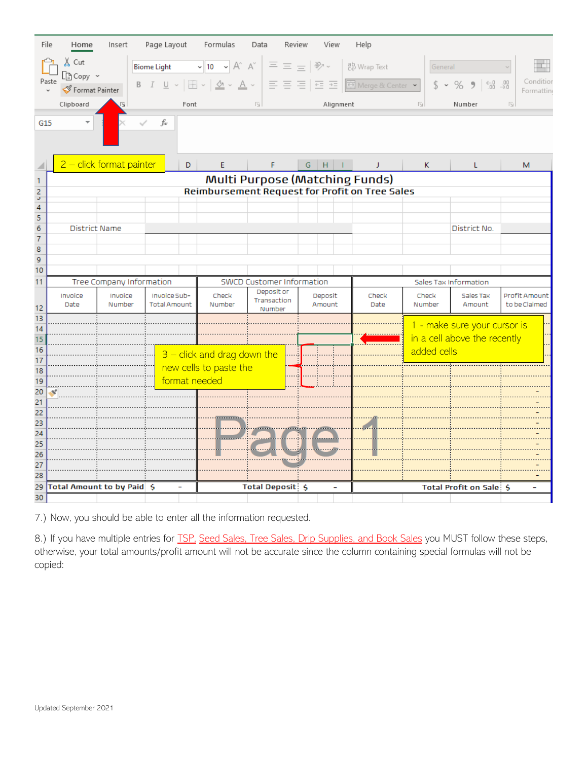7.) Now, you should be able to enter all the information requested.

8.) If you have multiple entries for TSP, Seed Sales, Tree Sales, Drip Supplies, and Book Sales you MUST follow these steps, otherwise, your total amounts/profit amount will not be accurate since the column containing special formulas will not be copied:

Updated September 2021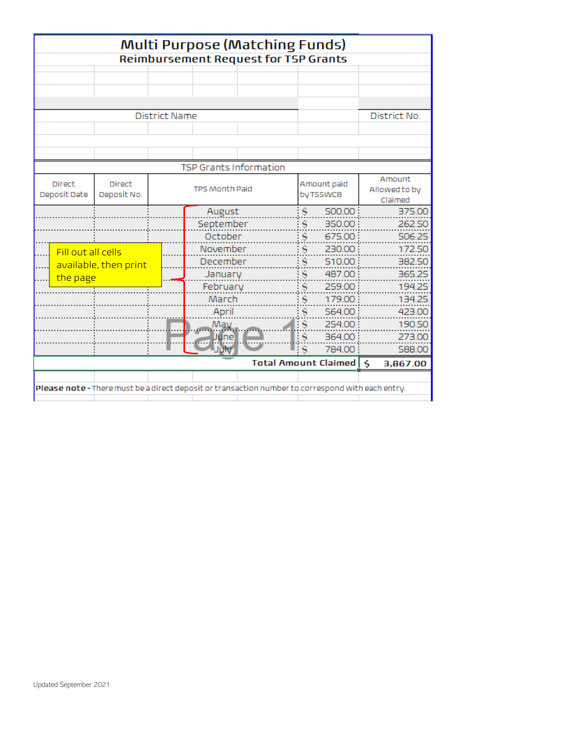# Multi Purpose (Matching Funds)

## Reimbursement Request for TSP Grants

| District Name | District No. |
|---|---|
| | |

Fill out all cells available, then print the page

| TSP Grants Information | | | | |
|---|---|---|---|---|
| Direct Deposit Date | Direct Deposit No. | TPS Month Paid | Amount paid by TSSWCB | Amount Allowed to by Claimed |
| | | August | $ 500.00 | 375.00 |
| | | September | $ 350.00 | 262.50 |
| | | October | $ 675.00 | 506.25 |
| | | November | $ 230.00 | 172.50 |
| | | December | $ 510.00 | 382.50 |
| | | January | $ 487.00 | 365.25 |
| | | February | $ 259.00 | 194.25 |
| | | March | $ 179.00 | 134.25 |
| | | April | $ 564.00 | 423.00 |
| | | May | $ 254.00 | 190.50 |
| | | June | $ 364.00 | 273.00 |
| | | July | $ 784.00 | 588.00 |
| | | | **Total Amount Claimed** | **$ 3,867.00** |

**Please note -** There must be a direct deposit or transaction number to correspond with each entry.

Updated September 2021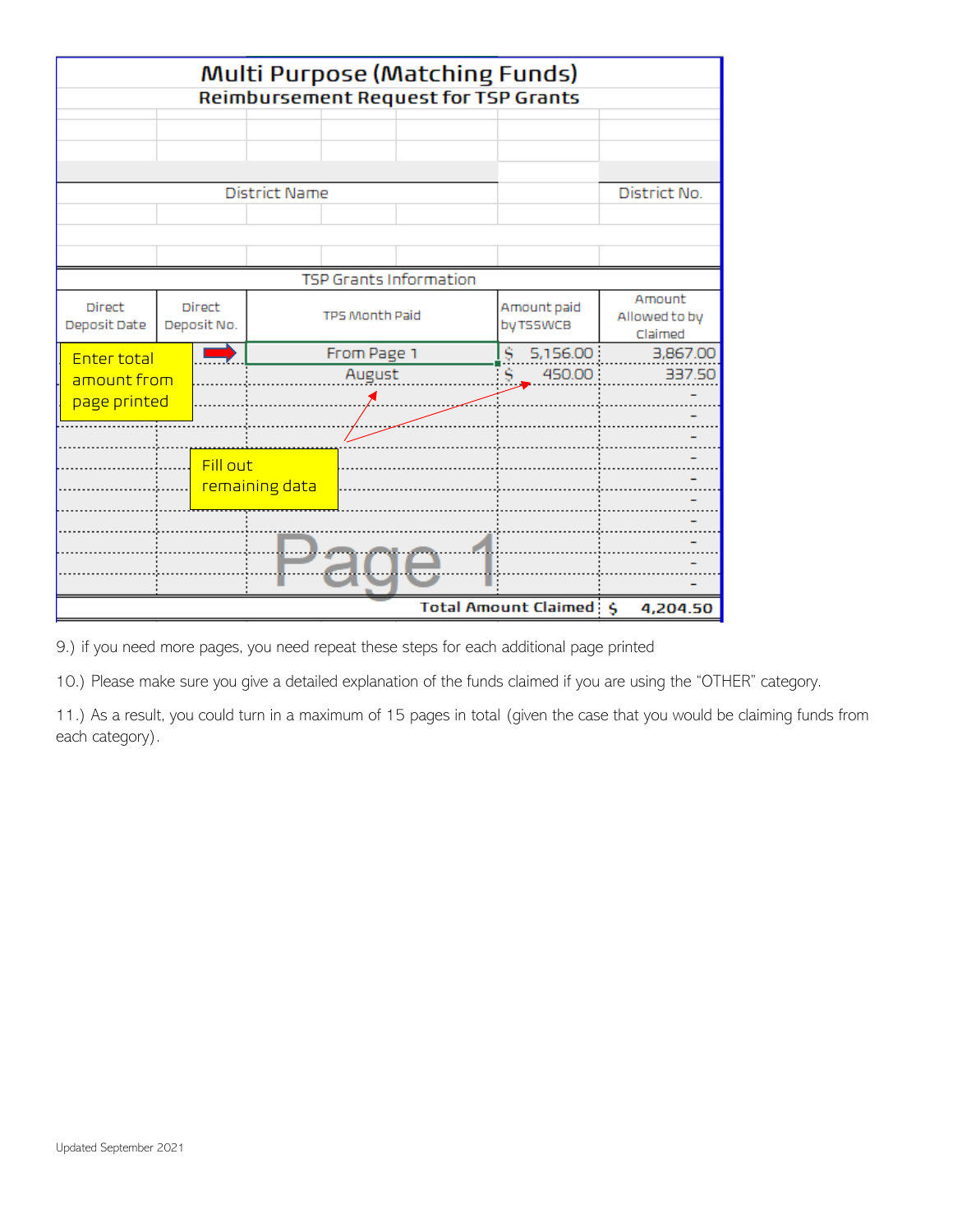**Multi Purpose (Matching Funds)**

**Reimbursement Request for TSP Grants**

| District Name | | District No. |
|---|---|---|

TSP Grants Information

| Direct Deposit Date | Direct Deposit No. | TPS Month Paid | Amount paid by TSSWCB | Amount Allowed to by Claimed |
|---|---|---|---|---|
| | | From Page 1 | $ 5,156.00 | 3,867.00 |
| | | August | $ 450.00 | 337.50 |
| | | | | - |
| | | | | - |
| | | | | - |
| | | | | - |
| | | | | - |
| | | | | - |
| | | | | - |
| | | | | - |
| | | | | - |
| | | | | - |
| | | | **Total Amount Claimed** | **$ 4,204.50** |

Enter total amount from page printed

Fill out remaining data

Page 1

9.) if you need more pages, you need repeat these steps for each additional page printed

10.) Please make sure you give a detailed explanation of the funds claimed if you are using the "OTHER" category.

11.) As a result, you could turn in a maximum of 15 pages in total (given the case that you would be claiming funds from each category).

Updated September 2021